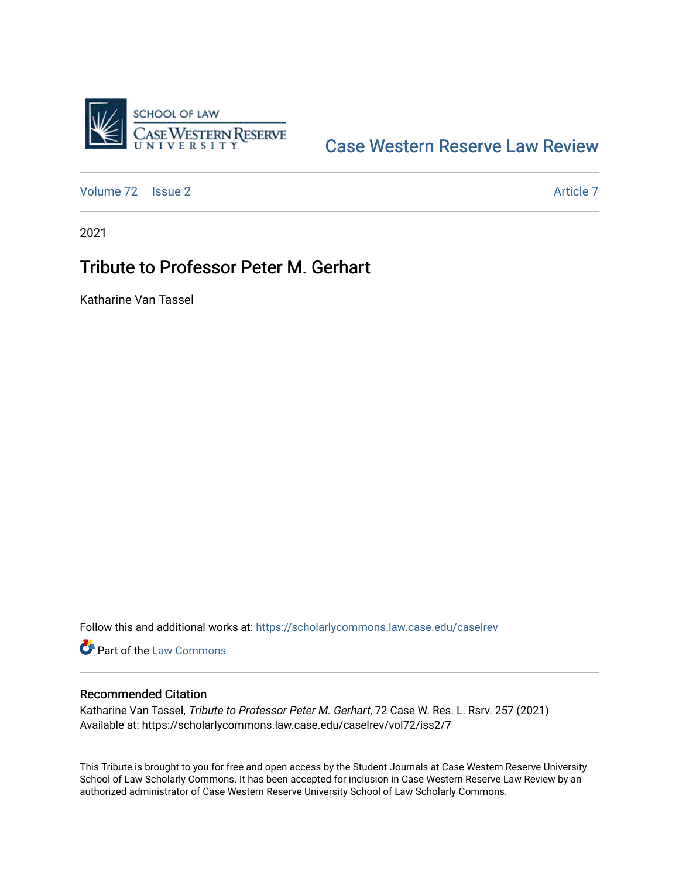SCHOOL OF LAW
CASE WESTERN RESERVE
UNIVERSITY

Case Western Reserve Law Review

Volume 72 | Issue 2 | Article 7

2021

# Tribute to Professor Peter M. Gerhart

Katharine Van Tassel

Follow this and additional works at: https://scholarlycommons.law.case.edu/caselrev

Part of the Law Commons

## Recommended Citation

Katharine Van Tassel, *Tribute to Professor Peter M. Gerhart*, 72 Case W. Res. L. Rsrv. 257 (2021)
Available at: https://scholarlycommons.law.case.edu/caselrev/vol72/iss2/7

This Tribute is brought to you for free and open access by the Student Journals at Case Western Reserve University School of Law Scholarly Commons. It has been accepted for inclusion in Case Western Reserve Law Review by an authorized administrator of Case Western Reserve University School of Law Scholarly Commons.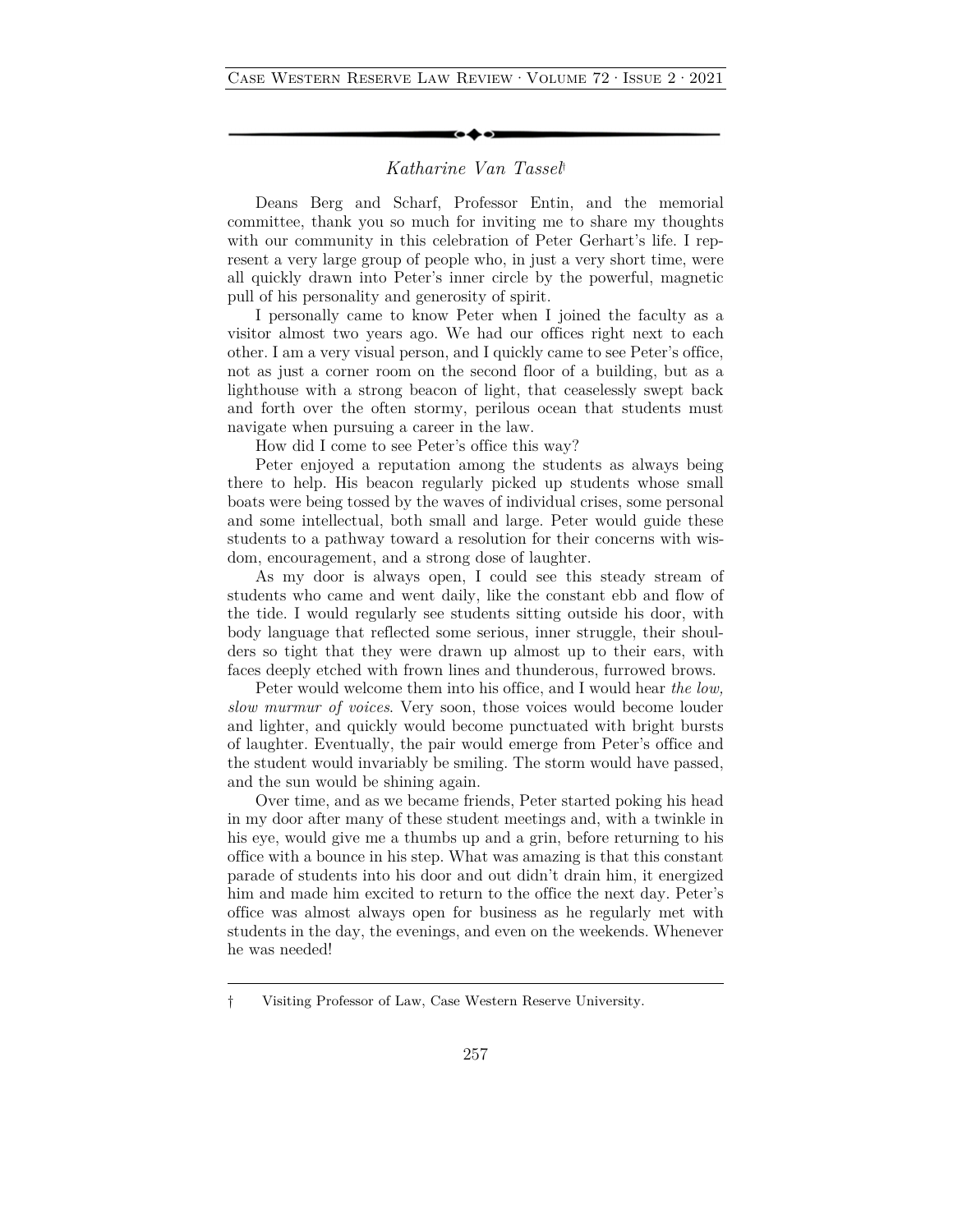*Katharine Van Tassel*†

Deans Berg and Scharf, Professor Entin, and the memorial committee, thank you so much for inviting me to share my thoughts with our community in this celebration of Peter Gerhart's life. I represent a very large group of people who, in just a very short time, were all quickly drawn into Peter's inner circle by the powerful, magnetic pull of his personality and generosity of spirit.

I personally came to know Peter when I joined the faculty as a visitor almost two years ago. We had our offices right next to each other. I am a very visual person, and I quickly came to see Peter's office, not as just a corner room on the second floor of a building, but as a lighthouse with a strong beacon of light, that ceaselessly swept back and forth over the often stormy, perilous ocean that students must navigate when pursuing a career in the law.

How did I come to see Peter's office this way?

Peter enjoyed a reputation among the students as always being there to help. His beacon regularly picked up students whose small boats were being tossed by the waves of individual crises, some personal and some intellectual, both small and large. Peter would guide these students to a pathway toward a resolution for their concerns with wisdom, encouragement, and a strong dose of laughter.

As my door is always open, I could see this steady stream of students who came and went daily, like the constant ebb and flow of the tide. I would regularly see students sitting outside his door, with body language that reflected some serious, inner struggle, their shoulders so tight that they were drawn up almost up to their ears, with faces deeply etched with frown lines and thunderous, furrowed brows.

Peter would welcome them into his office, and I would hear *the low, slow murmur of voices*. Very soon, those voices would become louder and lighter, and quickly would become punctuated with bright bursts of laughter. Eventually, the pair would emerge from Peter's office and the student would invariably be smiling. The storm would have passed, and the sun would be shining again.

Over time, and as we became friends, Peter started poking his head in my door after many of these student meetings and, with a twinkle in his eye, would give me a thumbs up and a grin, before returning to his office with a bounce in his step. What was amazing is that this constant parade of students into his door and out didn't drain him, it energized him and made him excited to return to the office the next day. Peter's office was almost always open for business as he regularly met with students in the day, the evenings, and even on the weekends. Whenever he was needed!

---

† Visiting Professor of Law, Case Western Reserve University.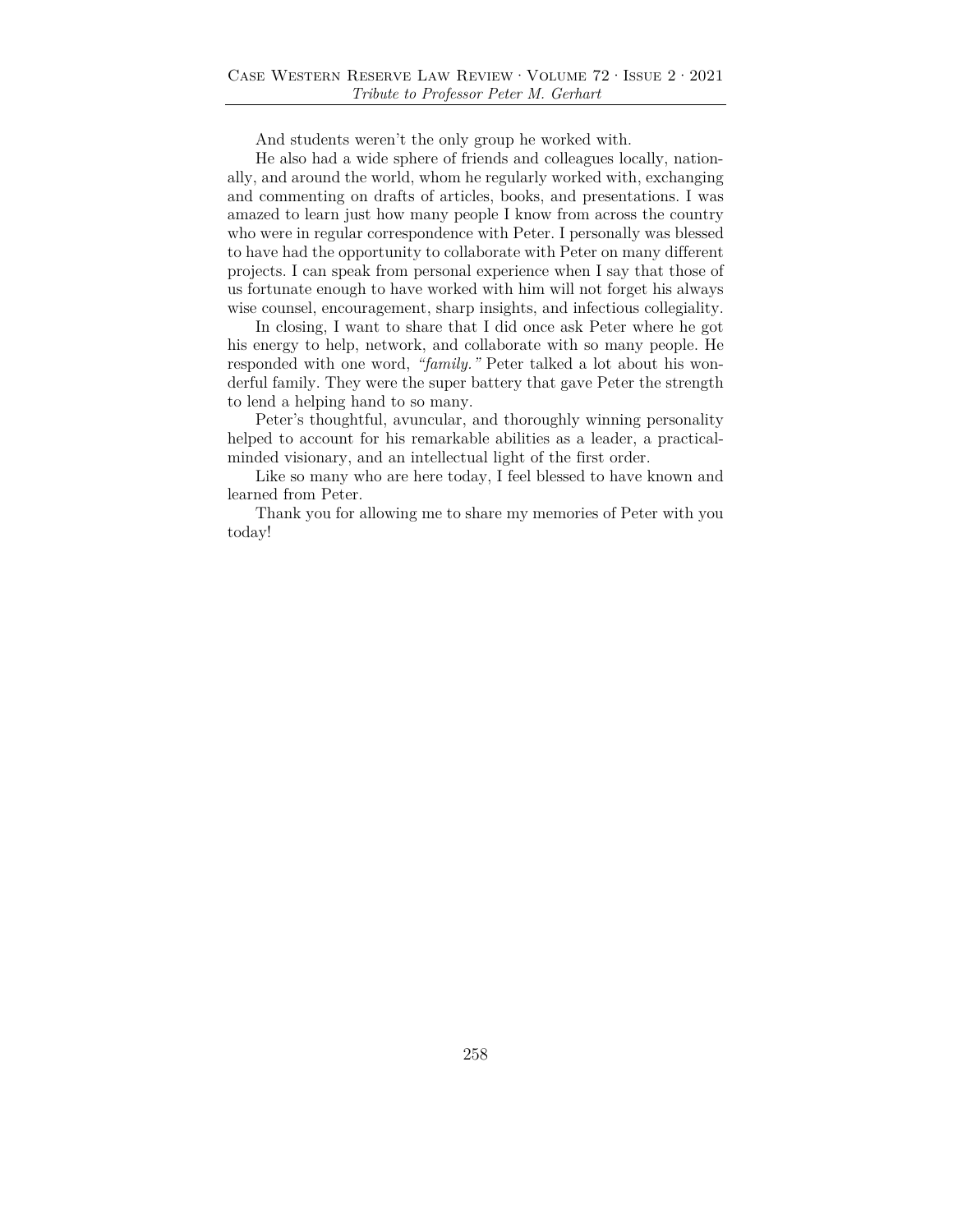And students weren't the only group he worked with.

He also had a wide sphere of friends and colleagues locally, nationally, and around the world, whom he regularly worked with, exchanging and commenting on drafts of articles, books, and presentations. I was amazed to learn just how many people I know from across the country who were in regular correspondence with Peter. I personally was blessed to have had the opportunity to collaborate with Peter on many different projects. I can speak from personal experience when I say that those of us fortunate enough to have worked with him will not forget his always wise counsel, encouragement, sharp insights, and infectious collegiality.

In closing, I want to share that I did once ask Peter where he got his energy to help, network, and collaborate with so many people. He responded with one word, *"family."* Peter talked a lot about his wonderful family. They were the super battery that gave Peter the strength to lend a helping hand to so many.

Peter's thoughtful, avuncular, and thoroughly winning personality helped to account for his remarkable abilities as a leader, a practical-minded visionary, and an intellectual light of the first order.

Like so many who are here today, I feel blessed to have known and learned from Peter.

Thank you for allowing me to share my memories of Peter with you today!